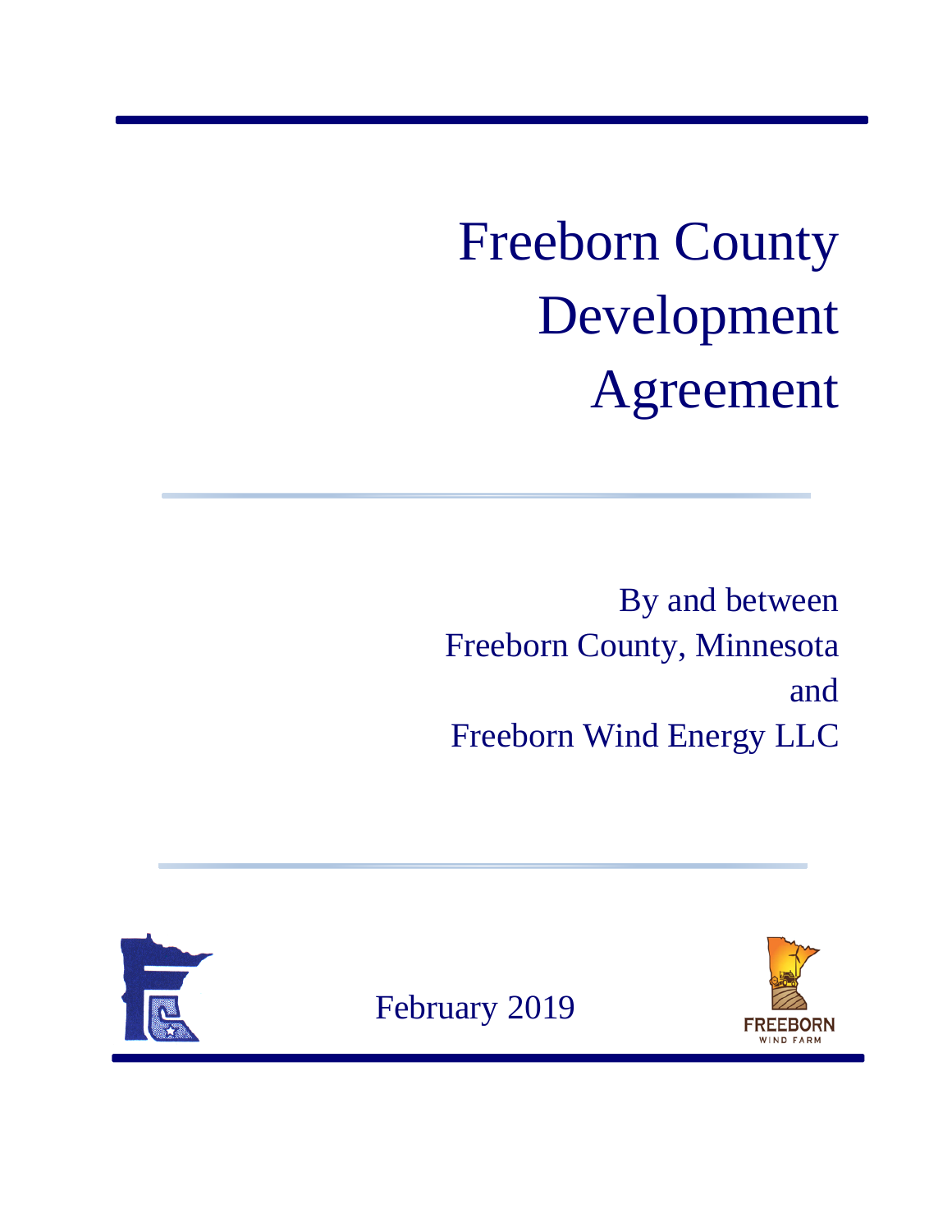# Freeborn County Development Agreement

By and between
Freeborn County, Minnesota
and
Freeborn Wind Energy LLC

February 2019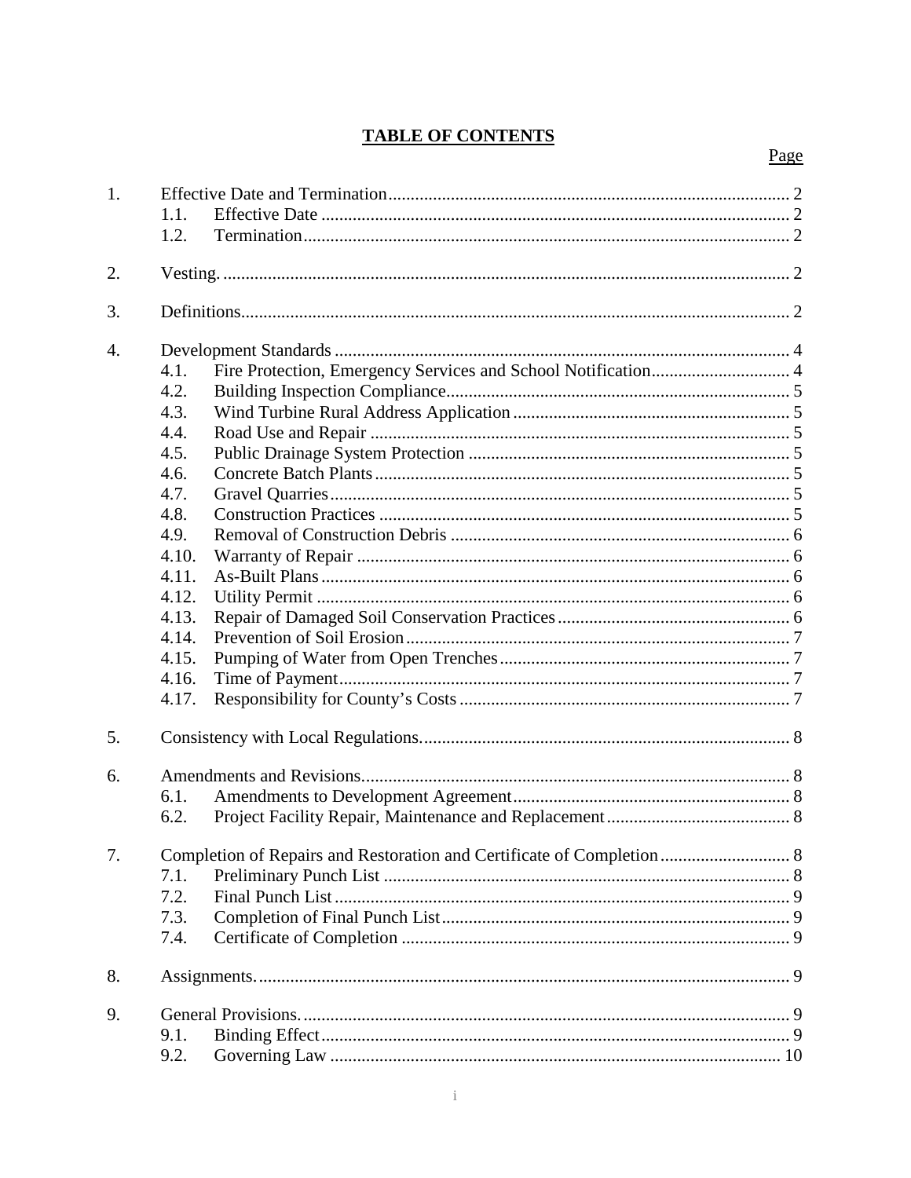# TABLE OF CONTENTS

| | | | Page |
|---|---|---|---|
| 1. | Effective Date and Termination | | 2 |
| | 1.1. | Effective Date | 2 |
| | 1.2. | Termination | 2 |
| 2. | Vesting. | | 2 |
| 3. | Definitions | | 2 |
| 4. | Development Standards | | 4 |
| | 4.1. | Fire Protection, Emergency Services and School Notification | 4 |
| | 4.2. | Building Inspection Compliance | 5 |
| | 4.3. | Wind Turbine Rural Address Application | 5 |
| | 4.4. | Road Use and Repair | 5 |
| | 4.5. | Public Drainage System Protection | 5 |
| | 4.6. | Concrete Batch Plants | 5 |
| | 4.7. | Gravel Quarries | 5 |
| | 4.8. | Construction Practices | 5 |
| | 4.9. | Removal of Construction Debris | 6 |
| | 4.10. | Warranty of Repair | 6 |
| | 4.11. | As-Built Plans | 6 |
| | 4.12. | Utility Permit | 6 |
| | 4.13. | Repair of Damaged Soil Conservation Practices | 6 |
| | 4.14. | Prevention of Soil Erosion | 7 |
| | 4.15. | Pumping of Water from Open Trenches | 7 |
| | 4.16. | Time of Payment | 7 |
| | 4.17. | Responsibility for County's Costs | 7 |
| 5. | Consistency with Local Regulations. | | 8 |
| 6. | Amendments and Revisions | | 8 |
| | 6.1. | Amendments to Development Agreement | 8 |
| | 6.2. | Project Facility Repair, Maintenance and Replacement | 8 |
| 7. | Completion of Repairs and Restoration and Certificate of Completion | | 8 |
| | 7.1. | Preliminary Punch List | 8 |
| | 7.2. | Final Punch List | 9 |
| | 7.3. | Completion of Final Punch List | 9 |
| | 7.4. | Certificate of Completion | 9 |
| 8. | Assignments. | | 9 |
| 9. | General Provisions. | | 9 |
| | 9.1. | Binding Effect | 9 |
| | 9.2. | Governing Law | 10 |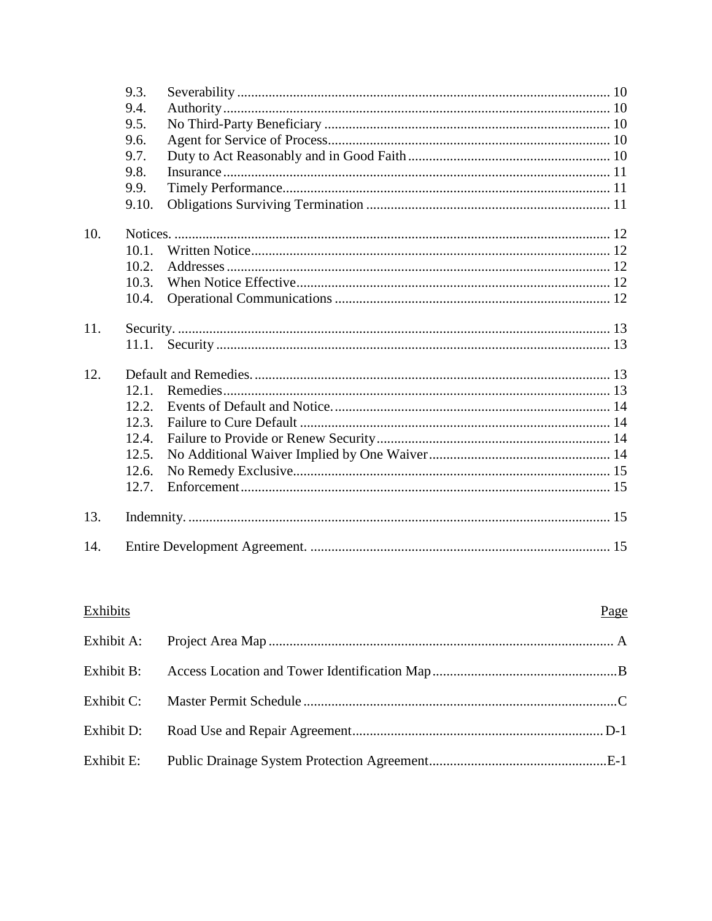| | | | |
|---|---|---|---|
| | 9.3. | Severability | 10 |
| | 9.4. | Authority | 10 |
| | 9.5. | No Third-Party Beneficiary | 10 |
| | 9.6. | Agent for Service of Process | 10 |
| | 9.7. | Duty to Act Reasonably and in Good Faith | 10 |
| | 9.8. | Insurance | 11 |
| | 9.9. | Timely Performance | 11 |
| | 9.10. | Obligations Surviving Termination | 11 |
| 10. | Notices. | | 12 |
| | 10.1. | Written Notice | 12 |
| | 10.2. | Addresses | 12 |
| | 10.3. | When Notice Effective | 12 |
| | 10.4. | Operational Communications | 12 |
| 11. | Security. | | 13 |
| | 11.1. | Security | 13 |
| 12. | Default and Remedies. | | 13 |
| | 12.1. | Remedies | 13 |
| | 12.2. | Events of Default and Notice. | 14 |
| | 12.3. | Failure to Cure Default | 14 |
| | 12.4. | Failure to Provide or Renew Security | 14 |
| | 12.5. | No Additional Waiver Implied by One Waiver | 14 |
| | 12.6. | No Remedy Exclusive | 15 |
| | 12.7. | Enforcement | 15 |
| 13. | Indemnity. | | 15 |
| 14. | Entire Development Agreement. | | 15 |

| Exhibits | | Page |
|---|---|---|
| Exhibit A: | Project Area Map | A |
| Exhibit B: | Access Location and Tower Identification Map | B |
| Exhibit C: | Master Permit Schedule | C |
| Exhibit D: | Road Use and Repair Agreement | D-1 |
| Exhibit E: | Public Drainage System Protection Agreement | E-1 |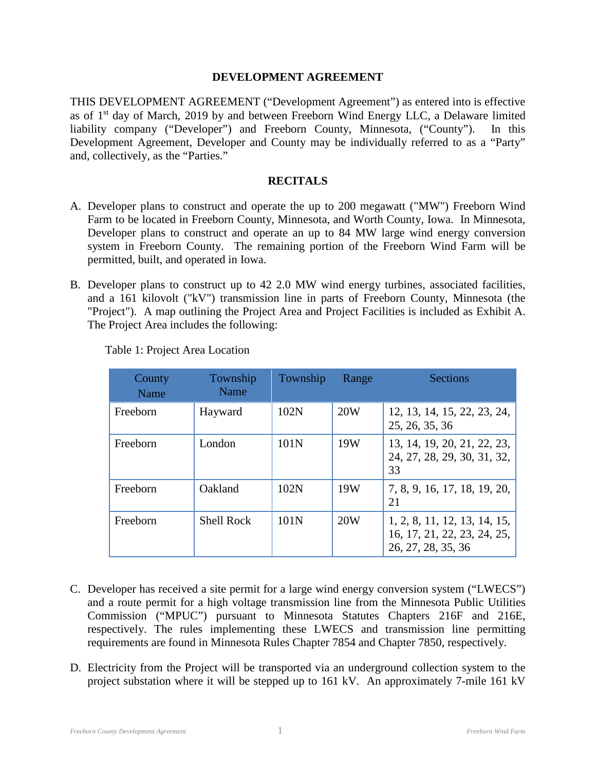## DEVELOPMENT AGREEMENT

THIS DEVELOPMENT AGREEMENT ("Development Agreement") as entered into is effective as of 1st day of March, 2019 by and between Freeborn Wind Energy LLC, a Delaware limited liability company ("Developer") and Freeborn County, Minnesota, ("County"). In this Development Agreement, Developer and County may be individually referred to as a "Party" and, collectively, as the "Parties."

## RECITALS

A. Developer plans to construct and operate the up to 200 megawatt ("MW") Freeborn Wind Farm to be located in Freeborn County, Minnesota, and Worth County, Iowa. In Minnesota, Developer plans to construct and operate an up to 84 MW large wind energy conversion system in Freeborn County. The remaining portion of the Freeborn Wind Farm will be permitted, built, and operated in Iowa.

B. Developer plans to construct up to 42 2.0 MW wind energy turbines, associated facilities, and a 161 kilovolt ("kV") transmission line in parts of Freeborn County, Minnesota (the "Project"). A map outlining the Project Area and Project Facilities is included as Exhibit A. The Project Area includes the following:

Table 1: Project Area Location

| County Name | Township Name | Township | Range | Sections |
|---|---|---|---|---|
| Freeborn | Hayward | 102N | 20W | 12, 13, 14, 15, 22, 23, 24, 25, 26, 35, 36 |
| Freeborn | London | 101N | 19W | 13, 14, 19, 20, 21, 22, 23, 24, 27, 28, 29, 30, 31, 32, 33 |
| Freeborn | Oakland | 102N | 19W | 7, 8, 9, 16, 17, 18, 19, 20, 21 |
| Freeborn | Shell Rock | 101N | 20W | 1, 2, 8, 11, 12, 13, 14, 15, 16, 17, 21, 22, 23, 24, 25, 26, 27, 28, 35, 36 |

C. Developer has received a site permit for a large wind energy conversion system ("LWECS") and a route permit for a high voltage transmission line from the Minnesota Public Utilities Commission ("MPUC") pursuant to Minnesota Statutes Chapters 216F and 216E, respectively. The rules implementing these LWECS and transmission line permitting requirements are found in Minnesota Rules Chapter 7854 and Chapter 7850, respectively.

D. Electricity from the Project will be transported via an underground collection system to the project substation where it will be stepped up to 161 kV. An approximately 7-mile 161 kV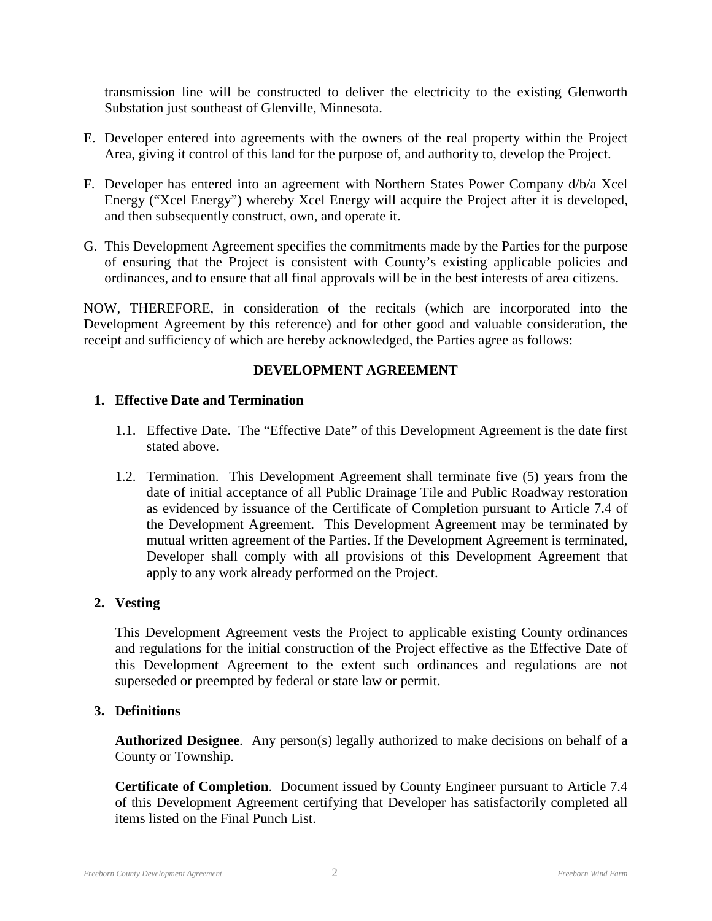transmission line will be constructed to deliver the electricity to the existing Glenworth Substation just southeast of Glenville, Minnesota.

E. Developer entered into agreements with the owners of the real property within the Project Area, giving it control of this land for the purpose of, and authority to, develop the Project.

F. Developer has entered into an agreement with Northern States Power Company d/b/a Xcel Energy ("Xcel Energy") whereby Xcel Energy will acquire the Project after it is developed, and then subsequently construct, own, and operate it.

G. This Development Agreement specifies the commitments made by the Parties for the purpose of ensuring that the Project is consistent with County's existing applicable policies and ordinances, and to ensure that all final approvals will be in the best interests of area citizens.

NOW, THEREFORE, in consideration of the recitals (which are incorporated into the Development Agreement by this reference) and for other good and valuable consideration, the receipt and sufficiency of which are hereby acknowledged, the Parties agree as follows:

## DEVELOPMENT AGREEMENT

### 1. Effective Date and Termination

1.1. Effective Date. The "Effective Date" of this Development Agreement is the date first stated above.

1.2. Termination. This Development Agreement shall terminate five (5) years from the date of initial acceptance of all Public Drainage Tile and Public Roadway restoration as evidenced by issuance of the Certificate of Completion pursuant to Article 7.4 of the Development Agreement. This Development Agreement may be terminated by mutual written agreement of the Parties. If the Development Agreement is terminated, Developer shall comply with all provisions of this Development Agreement that apply to any work already performed on the Project.

### 2. Vesting

This Development Agreement vests the Project to applicable existing County ordinances and regulations for the initial construction of the Project effective as the Effective Date of this Development Agreement to the extent such ordinances and regulations are not superseded or preempted by federal or state law or permit.

### 3. Definitions

**Authorized Designee**. Any person(s) legally authorized to make decisions on behalf of a County or Township.

**Certificate of Completion**. Document issued by County Engineer pursuant to Article 7.4 of this Development Agreement certifying that Developer has satisfactorily completed all items listed on the Final Punch List.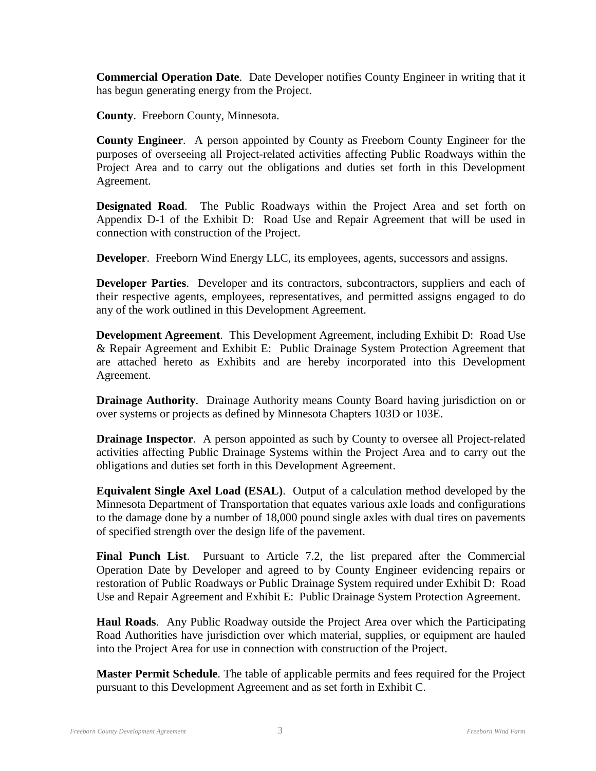**Commercial Operation Date**. Date Developer notifies County Engineer in writing that it has begun generating energy from the Project.

**County**. Freeborn County, Minnesota.

**County Engineer**. A person appointed by County as Freeborn County Engineer for the purposes of overseeing all Project-related activities affecting Public Roadways within the Project Area and to carry out the obligations and duties set forth in this Development Agreement.

**Designated Road**. The Public Roadways within the Project Area and set forth on Appendix D-1 of the Exhibit D: Road Use and Repair Agreement that will be used in connection with construction of the Project.

**Developer**. Freeborn Wind Energy LLC, its employees, agents, successors and assigns.

**Developer Parties**. Developer and its contractors, subcontractors, suppliers and each of their respective agents, employees, representatives, and permitted assigns engaged to do any of the work outlined in this Development Agreement.

**Development Agreement**. This Development Agreement, including Exhibit D: Road Use & Repair Agreement and Exhibit E: Public Drainage System Protection Agreement that are attached hereto as Exhibits and are hereby incorporated into this Development Agreement.

**Drainage Authority**. Drainage Authority means County Board having jurisdiction on or over systems or projects as defined by Minnesota Chapters 103D or 103E.

**Drainage Inspector**. A person appointed as such by County to oversee all Project-related activities affecting Public Drainage Systems within the Project Area and to carry out the obligations and duties set forth in this Development Agreement.

**Equivalent Single Axel Load (ESAL)**. Output of a calculation method developed by the Minnesota Department of Transportation that equates various axle loads and configurations to the damage done by a number of 18,000 pound single axles with dual tires on pavements of specified strength over the design life of the pavement.

**Final Punch List**. Pursuant to Article 7.2, the list prepared after the Commercial Operation Date by Developer and agreed to by County Engineer evidencing repairs or restoration of Public Roadways or Public Drainage System required under Exhibit D: Road Use and Repair Agreement and Exhibit E: Public Drainage System Protection Agreement.

**Haul Roads**. Any Public Roadway outside the Project Area over which the Participating Road Authorities have jurisdiction over which material, supplies, or equipment are hauled into the Project Area for use in connection with construction of the Project.

**Master Permit Schedule**. The table of applicable permits and fees required for the Project pursuant to this Development Agreement and as set forth in Exhibit C.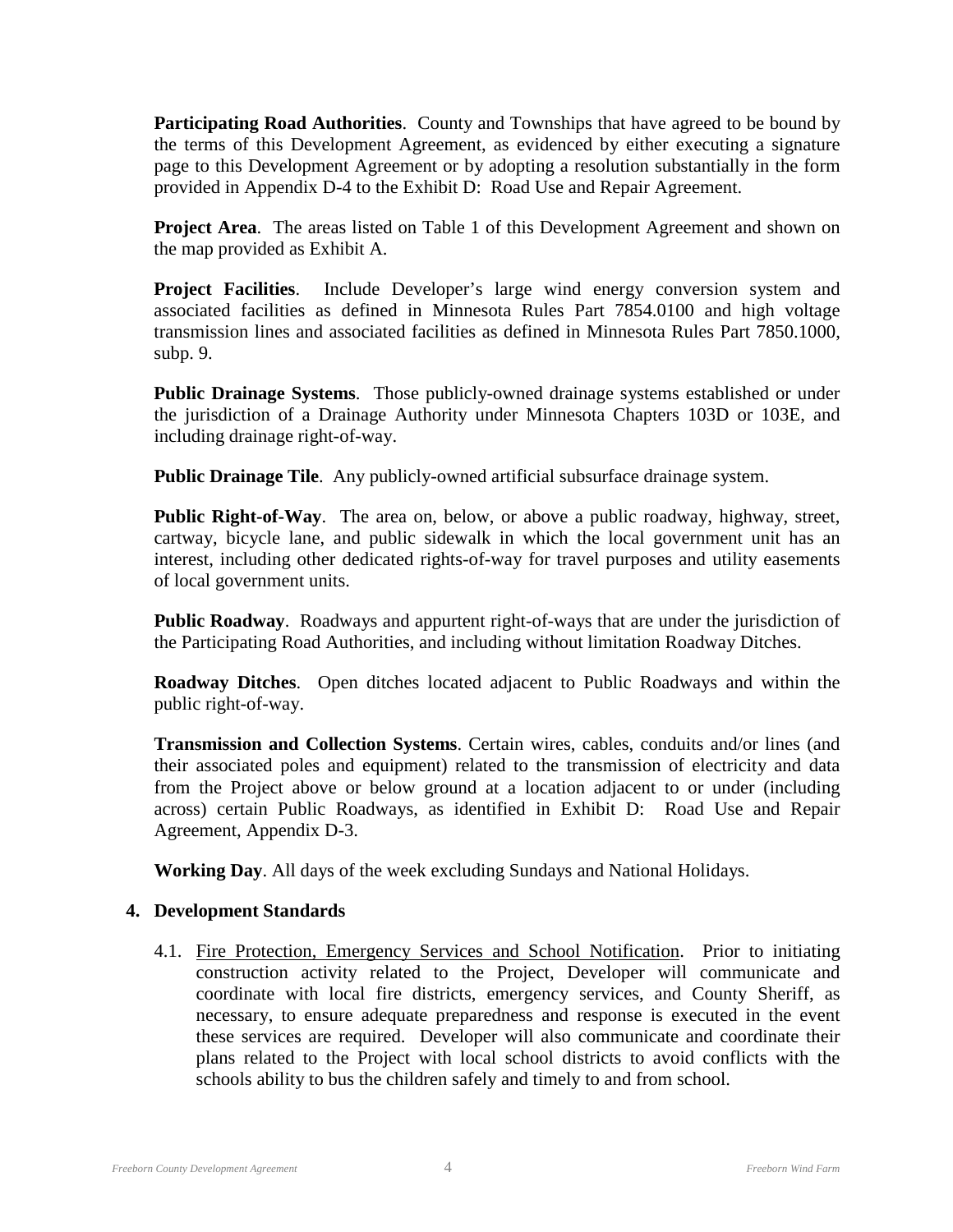**Participating Road Authorities**. County and Townships that have agreed to be bound by the terms of this Development Agreement, as evidenced by either executing a signature page to this Development Agreement or by adopting a resolution substantially in the form provided in Appendix D-4 to the Exhibit D: Road Use and Repair Agreement.

**Project Area**. The areas listed on Table 1 of this Development Agreement and shown on the map provided as Exhibit A.

**Project Facilities**. Include Developer's large wind energy conversion system and associated facilities as defined in Minnesota Rules Part 7854.0100 and high voltage transmission lines and associated facilities as defined in Minnesota Rules Part 7850.1000, subp. 9.

**Public Drainage Systems**. Those publicly-owned drainage systems established or under the jurisdiction of a Drainage Authority under Minnesota Chapters 103D or 103E, and including drainage right-of-way.

**Public Drainage Tile**. Any publicly-owned artificial subsurface drainage system.

**Public Right-of-Way**. The area on, below, or above a public roadway, highway, street, cartway, bicycle lane, and public sidewalk in which the local government unit has an interest, including other dedicated rights-of-way for travel purposes and utility easements of local government units.

**Public Roadway**. Roadways and appurtent right-of-ways that are under the jurisdiction of the Participating Road Authorities, and including without limitation Roadway Ditches.

**Roadway Ditches**. Open ditches located adjacent to Public Roadways and within the public right-of-way.

**Transmission and Collection Systems**. Certain wires, cables, conduits and/or lines (and their associated poles and equipment) related to the transmission of electricity and data from the Project above or below ground at a location adjacent to or under (including across) certain Public Roadways, as identified in Exhibit D: Road Use and Repair Agreement, Appendix D-3.

**Working Day**. All days of the week excluding Sundays and National Holidays.

## 4. Development Standards

4.1. Fire Protection, Emergency Services and School Notification. Prior to initiating construction activity related to the Project, Developer will communicate and coordinate with local fire districts, emergency services, and County Sheriff, as necessary, to ensure adequate preparedness and response is executed in the event these services are required. Developer will also communicate and coordinate their plans related to the Project with local school districts to avoid conflicts with the schools ability to bus the children safely and timely to and from school.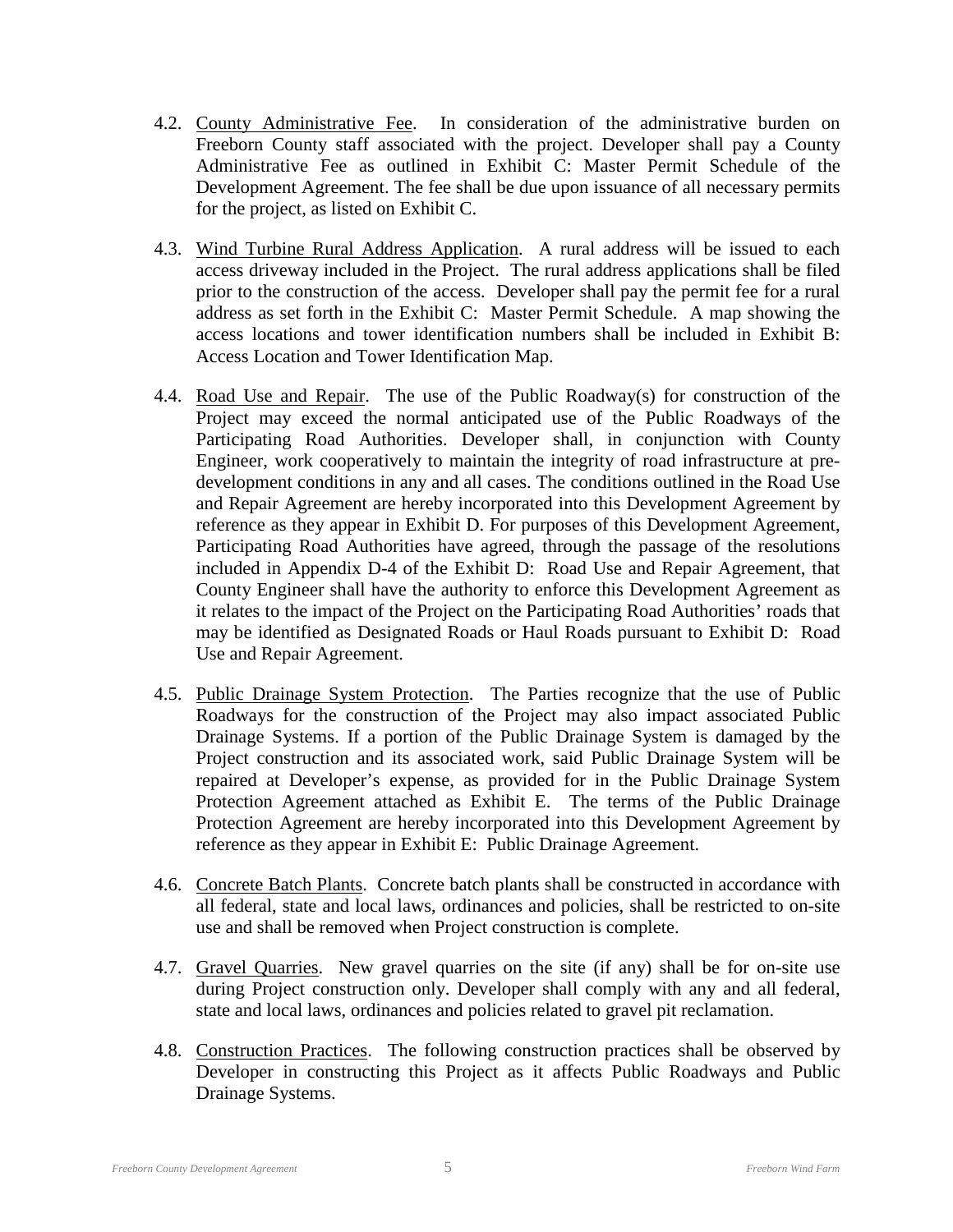4.2. County Administrative Fee. In consideration of the administrative burden on Freeborn County staff associated with the project. Developer shall pay a County Administrative Fee as outlined in Exhibit C: Master Permit Schedule of the Development Agreement. The fee shall be due upon issuance of all necessary permits for the project, as listed on Exhibit C.

4.3. Wind Turbine Rural Address Application. A rural address will be issued to each access driveway included in the Project. The rural address applications shall be filed prior to the construction of the access. Developer shall pay the permit fee for a rural address as set forth in the Exhibit C: Master Permit Schedule. A map showing the access locations and tower identification numbers shall be included in Exhibit B: Access Location and Tower Identification Map.

4.4. Road Use and Repair. The use of the Public Roadway(s) for construction of the Project may exceed the normal anticipated use of the Public Roadways of the Participating Road Authorities. Developer shall, in conjunction with County Engineer, work cooperatively to maintain the integrity of road infrastructure at pre-development conditions in any and all cases. The conditions outlined in the Road Use and Repair Agreement are hereby incorporated into this Development Agreement by reference as they appear in Exhibit D. For purposes of this Development Agreement, Participating Road Authorities have agreed, through the passage of the resolutions included in Appendix D-4 of the Exhibit D: Road Use and Repair Agreement, that County Engineer shall have the authority to enforce this Development Agreement as it relates to the impact of the Project on the Participating Road Authorities' roads that may be identified as Designated Roads or Haul Roads pursuant to Exhibit D: Road Use and Repair Agreement.

4.5. Public Drainage System Protection. The Parties recognize that the use of Public Roadways for the construction of the Project may also impact associated Public Drainage Systems. If a portion of the Public Drainage System is damaged by the Project construction and its associated work, said Public Drainage System will be repaired at Developer's expense, as provided for in the Public Drainage System Protection Agreement attached as Exhibit E. The terms of the Public Drainage Protection Agreement are hereby incorporated into this Development Agreement by reference as they appear in Exhibit E: Public Drainage Agreement.

4.6. Concrete Batch Plants. Concrete batch plants shall be constructed in accordance with all federal, state and local laws, ordinances and policies, shall be restricted to on-site use and shall be removed when Project construction is complete.

4.7. Gravel Quarries. New gravel quarries on the site (if any) shall be for on-site use during Project construction only. Developer shall comply with any and all federal, state and local laws, ordinances and policies related to gravel pit reclamation.

4.8. Construction Practices. The following construction practices shall be observed by Developer in constructing this Project as it affects Public Roadways and Public Drainage Systems.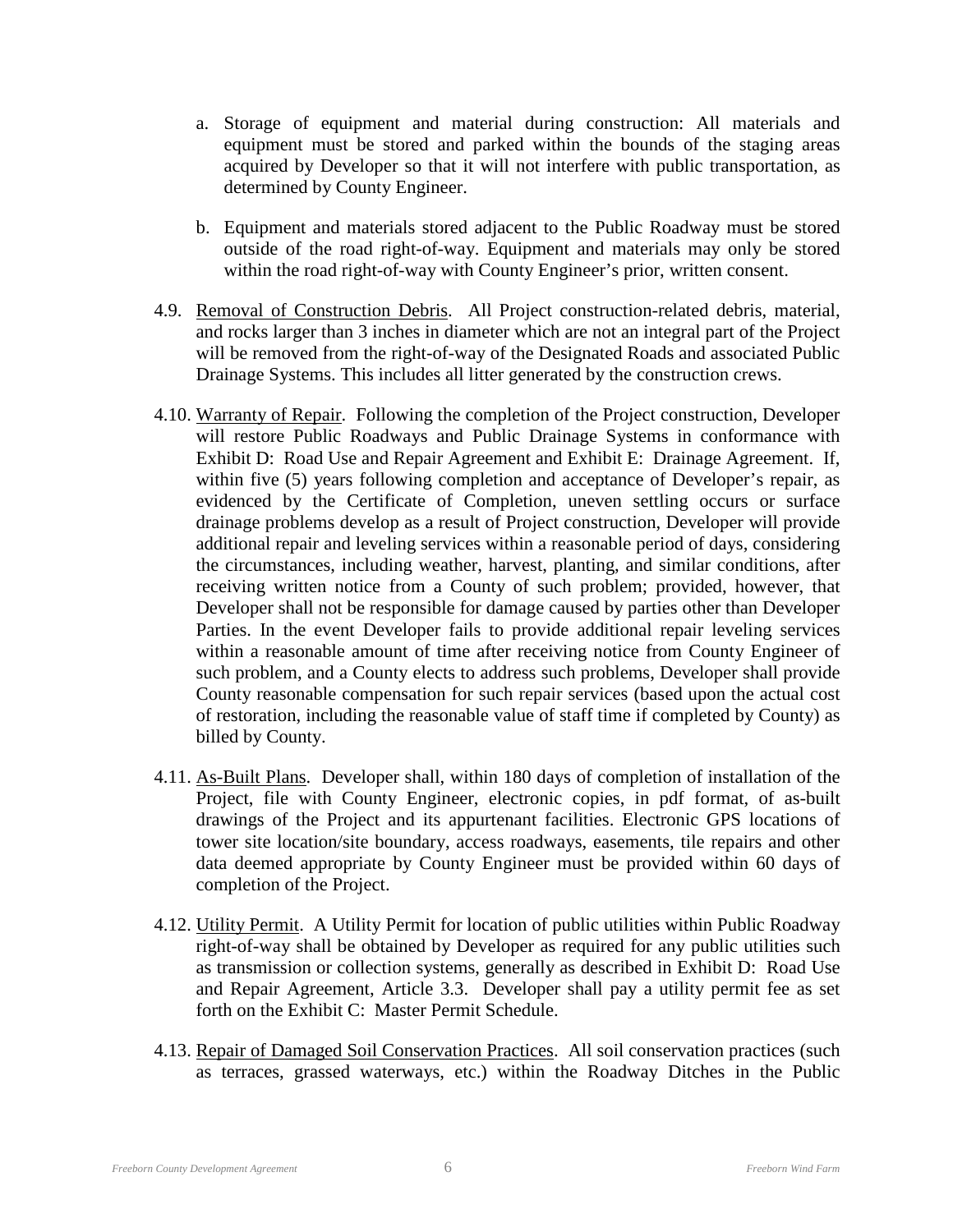a. Storage of equipment and material during construction: All materials and equipment must be stored and parked within the bounds of the staging areas acquired by Developer so that it will not interfere with public transportation, as determined by County Engineer.

b. Equipment and materials stored adjacent to the Public Roadway must be stored outside of the road right-of-way. Equipment and materials may only be stored within the road right-of-way with County Engineer's prior, written consent.

4.9. Removal of Construction Debris. All Project construction-related debris, material, and rocks larger than 3 inches in diameter which are not an integral part of the Project will be removed from the right-of-way of the Designated Roads and associated Public Drainage Systems. This includes all litter generated by the construction crews.

4.10. Warranty of Repair. Following the completion of the Project construction, Developer will restore Public Roadways and Public Drainage Systems in conformance with Exhibit D: Road Use and Repair Agreement and Exhibit E: Drainage Agreement. If, within five (5) years following completion and acceptance of Developer's repair, as evidenced by the Certificate of Completion, uneven settling occurs or surface drainage problems develop as a result of Project construction, Developer will provide additional repair and leveling services within a reasonable period of days, considering the circumstances, including weather, harvest, planting, and similar conditions, after receiving written notice from a County of such problem; provided, however, that Developer shall not be responsible for damage caused by parties other than Developer Parties. In the event Developer fails to provide additional repair leveling services within a reasonable amount of time after receiving notice from County Engineer of such problem, and a County elects to address such problems, Developer shall provide County reasonable compensation for such repair services (based upon the actual cost of restoration, including the reasonable value of staff time if completed by County) as billed by County.

4.11. As-Built Plans. Developer shall, within 180 days of completion of installation of the Project, file with County Engineer, electronic copies, in pdf format, of as-built drawings of the Project and its appurtenant facilities. Electronic GPS locations of tower site location/site boundary, access roadways, easements, tile repairs and other data deemed appropriate by County Engineer must be provided within 60 days of completion of the Project.

4.12. Utility Permit. A Utility Permit for location of public utilities within Public Roadway right-of-way shall be obtained by Developer as required for any public utilities such as transmission or collection systems, generally as described in Exhibit D: Road Use and Repair Agreement, Article 3.3. Developer shall pay a utility permit fee as set forth on the Exhibit C: Master Permit Schedule.

4.13. Repair of Damaged Soil Conservation Practices. All soil conservation practices (such as terraces, grassed waterways, etc.) within the Roadway Ditches in the Public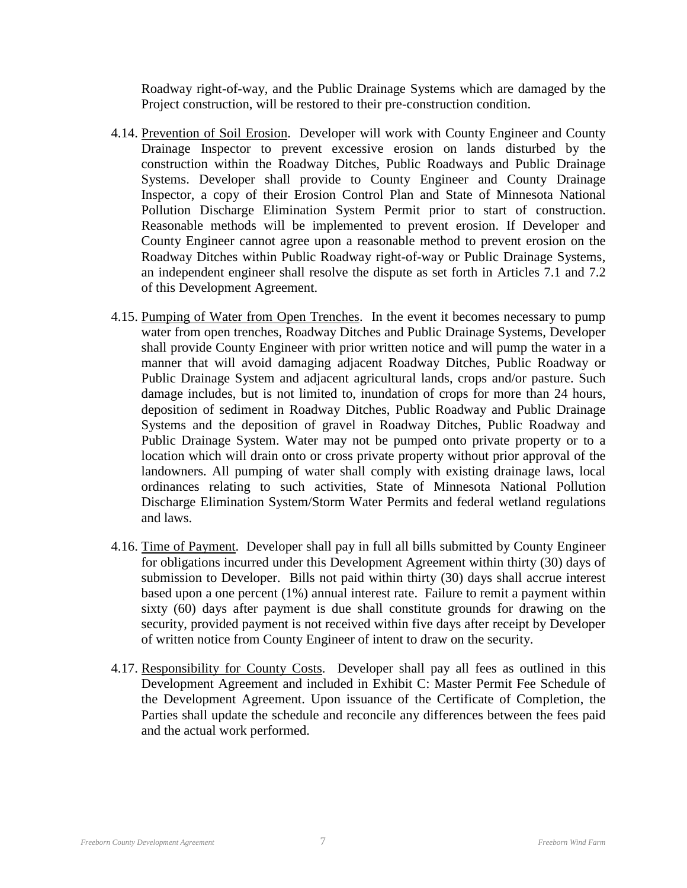Roadway right-of-way, and the Public Drainage Systems which are damaged by the Project construction, will be restored to their pre-construction condition.

4.14. <u>Prevention of Soil Erosion</u>. Developer will work with County Engineer and County Drainage Inspector to prevent excessive erosion on lands disturbed by the construction within the Roadway Ditches, Public Roadways and Public Drainage Systems. Developer shall provide to County Engineer and County Drainage Inspector, a copy of their Erosion Control Plan and State of Minnesota National Pollution Discharge Elimination System Permit prior to start of construction. Reasonable methods will be implemented to prevent erosion. If Developer and County Engineer cannot agree upon a reasonable method to prevent erosion on the Roadway Ditches within Public Roadway right-of-way or Public Drainage Systems, an independent engineer shall resolve the dispute as set forth in Articles 7.1 and 7.2 of this Development Agreement.

4.15. <u>Pumping of Water from Open Trenches</u>. In the event it becomes necessary to pump water from open trenches, Roadway Ditches and Public Drainage Systems, Developer shall provide County Engineer with prior written notice and will pump the water in a manner that will avoid damaging adjacent Roadway Ditches, Public Roadway or Public Drainage System and adjacent agricultural lands, crops and/or pasture. Such damage includes, but is not limited to, inundation of crops for more than 24 hours, deposition of sediment in Roadway Ditches, Public Roadway and Public Drainage Systems and the deposition of gravel in Roadway Ditches, Public Roadway and Public Drainage System. Water may not be pumped onto private property or to a location which will drain onto or cross private property without prior approval of the landowners. All pumping of water shall comply with existing drainage laws, local ordinances relating to such activities, State of Minnesota National Pollution Discharge Elimination System/Storm Water Permits and federal wetland regulations and laws.

4.16. <u>Time of Payment</u>. Developer shall pay in full all bills submitted by County Engineer for obligations incurred under this Development Agreement within thirty (30) days of submission to Developer. Bills not paid within thirty (30) days shall accrue interest based upon a one percent (1%) annual interest rate. Failure to remit a payment within sixty (60) days after payment is due shall constitute grounds for drawing on the security, provided payment is not received within five days after receipt by Developer of written notice from County Engineer of intent to draw on the security.

4.17. <u>Responsibility for County Costs</u>. Developer shall pay all fees as outlined in this Development Agreement and included in Exhibit C: Master Permit Fee Schedule of the Development Agreement. Upon issuance of the Certificate of Completion, the Parties shall update the schedule and reconcile any differences between the fees paid and the actual work performed.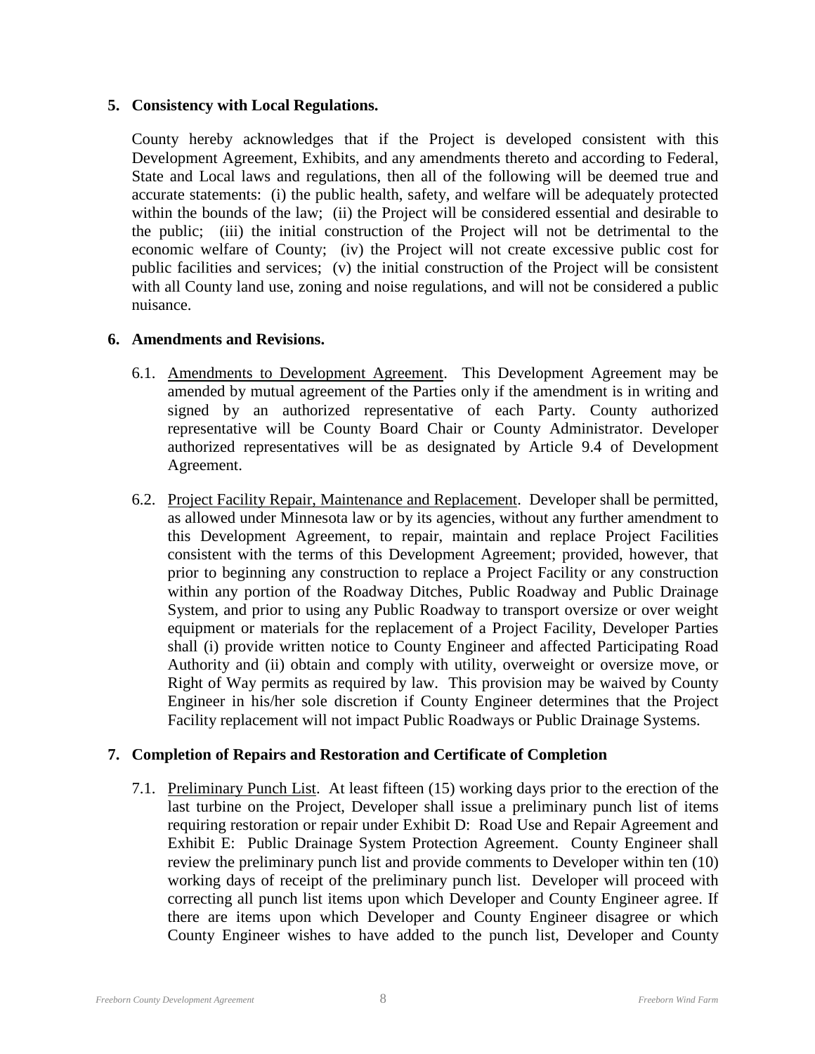## 5. Consistency with Local Regulations.

County hereby acknowledges that if the Project is developed consistent with this Development Agreement, Exhibits, and any amendments thereto and according to Federal, State and Local laws and regulations, then all of the following will be deemed true and accurate statements: (i) the public health, safety, and welfare will be adequately protected within the bounds of the law; (ii) the Project will be considered essential and desirable to the public; (iii) the initial construction of the Project will not be detrimental to the economic welfare of County; (iv) the Project will not create excessive public cost for public facilities and services; (v) the initial construction of the Project will be consistent with all County land use, zoning and noise regulations, and will not be considered a public nuisance.

## 6. Amendments and Revisions.

6.1. Amendments to Development Agreement. This Development Agreement may be amended by mutual agreement of the Parties only if the amendment is in writing and signed by an authorized representative of each Party. County authorized representative will be County Board Chair or County Administrator. Developer authorized representatives will be as designated by Article 9.4 of Development Agreement.

6.2. Project Facility Repair, Maintenance and Replacement. Developer shall be permitted, as allowed under Minnesota law or by its agencies, without any further amendment to this Development Agreement, to repair, maintain and replace Project Facilities consistent with the terms of this Development Agreement; provided, however, that prior to beginning any construction to replace a Project Facility or any construction within any portion of the Roadway Ditches, Public Roadway and Public Drainage System, and prior to using any Public Roadway to transport oversize or over weight equipment or materials for the replacement of a Project Facility, Developer Parties shall (i) provide written notice to County Engineer and affected Participating Road Authority and (ii) obtain and comply with utility, overweight or oversize move, or Right of Way permits as required by law. This provision may be waived by County Engineer in his/her sole discretion if County Engineer determines that the Project Facility replacement will not impact Public Roadways or Public Drainage Systems.

## 7. Completion of Repairs and Restoration and Certificate of Completion

7.1. Preliminary Punch List. At least fifteen (15) working days prior to the erection of the last turbine on the Project, Developer shall issue a preliminary punch list of items requiring restoration or repair under Exhibit D: Road Use and Repair Agreement and Exhibit E: Public Drainage System Protection Agreement. County Engineer shall review the preliminary punch list and provide comments to Developer within ten (10) working days of receipt of the preliminary punch list. Developer will proceed with correcting all punch list items upon which Developer and County Engineer agree. If there are items upon which Developer and County Engineer disagree or which County Engineer wishes to have added to the punch list, Developer and County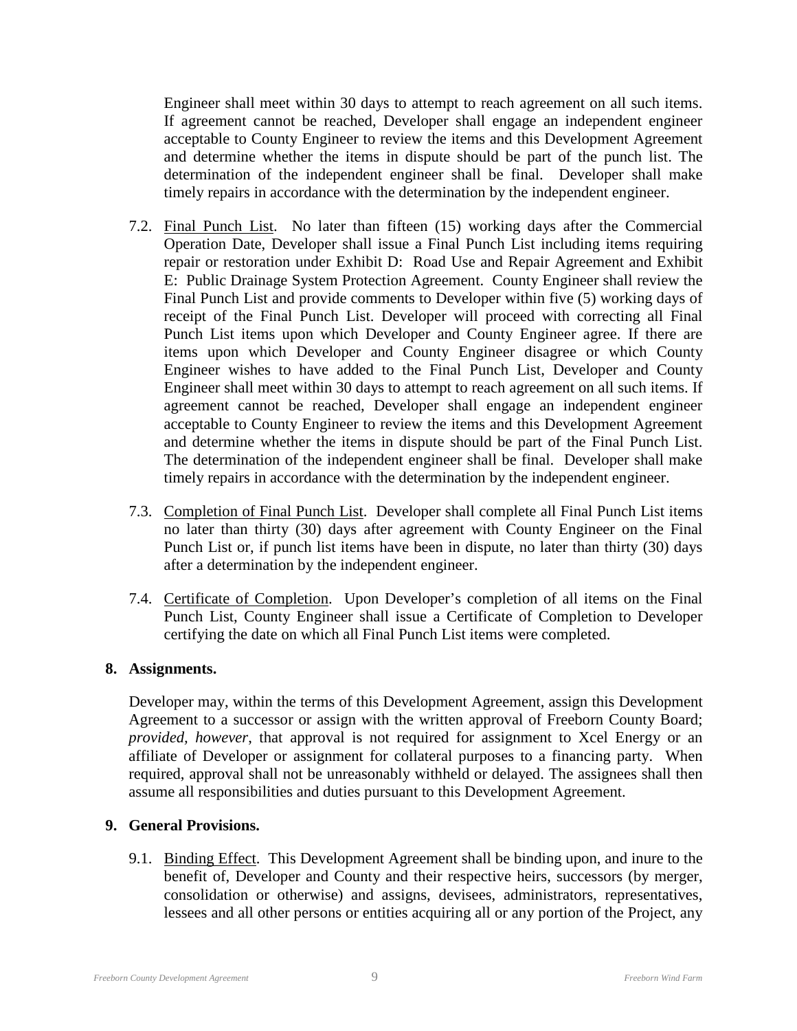Engineer shall meet within 30 days to attempt to reach agreement on all such items. If agreement cannot be reached, Developer shall engage an independent engineer acceptable to County Engineer to review the items and this Development Agreement and determine whether the items in dispute should be part of the punch list. The determination of the independent engineer shall be final. Developer shall make timely repairs in accordance with the determination by the independent engineer.

7.2. Final Punch List. No later than fifteen (15) working days after the Commercial Operation Date, Developer shall issue a Final Punch List including items requiring repair or restoration under Exhibit D: Road Use and Repair Agreement and Exhibit E: Public Drainage System Protection Agreement. County Engineer shall review the Final Punch List and provide comments to Developer within five (5) working days of receipt of the Final Punch List. Developer will proceed with correcting all Final Punch List items upon which Developer and County Engineer agree. If there are items upon which Developer and County Engineer disagree or which County Engineer wishes to have added to the Final Punch List, Developer and County Engineer shall meet within 30 days to attempt to reach agreement on all such items. If agreement cannot be reached, Developer shall engage an independent engineer acceptable to County Engineer to review the items and this Development Agreement and determine whether the items in dispute should be part of the Final Punch List. The determination of the independent engineer shall be final. Developer shall make timely repairs in accordance with the determination by the independent engineer.

7.3. Completion of Final Punch List. Developer shall complete all Final Punch List items no later than thirty (30) days after agreement with County Engineer on the Final Punch List or, if punch list items have been in dispute, no later than thirty (30) days after a determination by the independent engineer.

7.4. Certificate of Completion. Upon Developer's completion of all items on the Final Punch List, County Engineer shall issue a Certificate of Completion to Developer certifying the date on which all Final Punch List items were completed.

**8. Assignments.**

Developer may, within the terms of this Development Agreement, assign this Development Agreement to a successor or assign with the written approval of Freeborn County Board; *provided, however*, that approval is not required for assignment to Xcel Energy or an affiliate of Developer or assignment for collateral purposes to a financing party. When required, approval shall not be unreasonably withheld or delayed. The assignees shall then assume all responsibilities and duties pursuant to this Development Agreement.

**9. General Provisions.**

9.1. Binding Effect. This Development Agreement shall be binding upon, and inure to the benefit of, Developer and County and their respective heirs, successors (by merger, consolidation or otherwise) and assigns, devisees, administrators, representatives, lessees and all other persons or entities acquiring all or any portion of the Project, any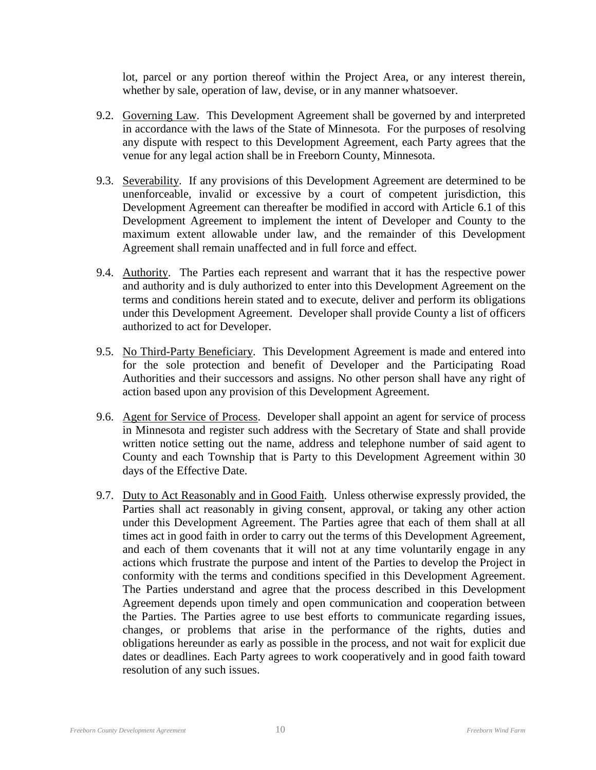lot, parcel or any portion thereof within the Project Area, or any interest therein, whether by sale, operation of law, devise, or in any manner whatsoever.

9.2. Governing Law. This Development Agreement shall be governed by and interpreted in accordance with the laws of the State of Minnesota. For the purposes of resolving any dispute with respect to this Development Agreement, each Party agrees that the venue for any legal action shall be in Freeborn County, Minnesota.

9.3. Severability. If any provisions of this Development Agreement are determined to be unenforceable, invalid or excessive by a court of competent jurisdiction, this Development Agreement can thereafter be modified in accord with Article 6.1 of this Development Agreement to implement the intent of Developer and County to the maximum extent allowable under law, and the remainder of this Development Agreement shall remain unaffected and in full force and effect.

9.4. Authority. The Parties each represent and warrant that it has the respective power and authority and is duly authorized to enter into this Development Agreement on the terms and conditions herein stated and to execute, deliver and perform its obligations under this Development Agreement. Developer shall provide County a list of officers authorized to act for Developer.

9.5. No Third-Party Beneficiary. This Development Agreement is made and entered into for the sole protection and benefit of Developer and the Participating Road Authorities and their successors and assigns. No other person shall have any right of action based upon any provision of this Development Agreement.

9.6. Agent for Service of Process. Developer shall appoint an agent for service of process in Minnesota and register such address with the Secretary of State and shall provide written notice setting out the name, address and telephone number of said agent to County and each Township that is Party to this Development Agreement within 30 days of the Effective Date.

9.7. Duty to Act Reasonably and in Good Faith. Unless otherwise expressly provided, the Parties shall act reasonably in giving consent, approval, or taking any other action under this Development Agreement. The Parties agree that each of them shall at all times act in good faith in order to carry out the terms of this Development Agreement, and each of them covenants that it will not at any time voluntarily engage in any actions which frustrate the purpose and intent of the Parties to develop the Project in conformity with the terms and conditions specified in this Development Agreement. The Parties understand and agree that the process described in this Development Agreement depends upon timely and open communication and cooperation between the Parties. The Parties agree to use best efforts to communicate regarding issues, changes, or problems that arise in the performance of the rights, duties and obligations hereunder as early as possible in the process, and not wait for explicit due dates or deadlines. Each Party agrees to work cooperatively and in good faith toward resolution of any such issues.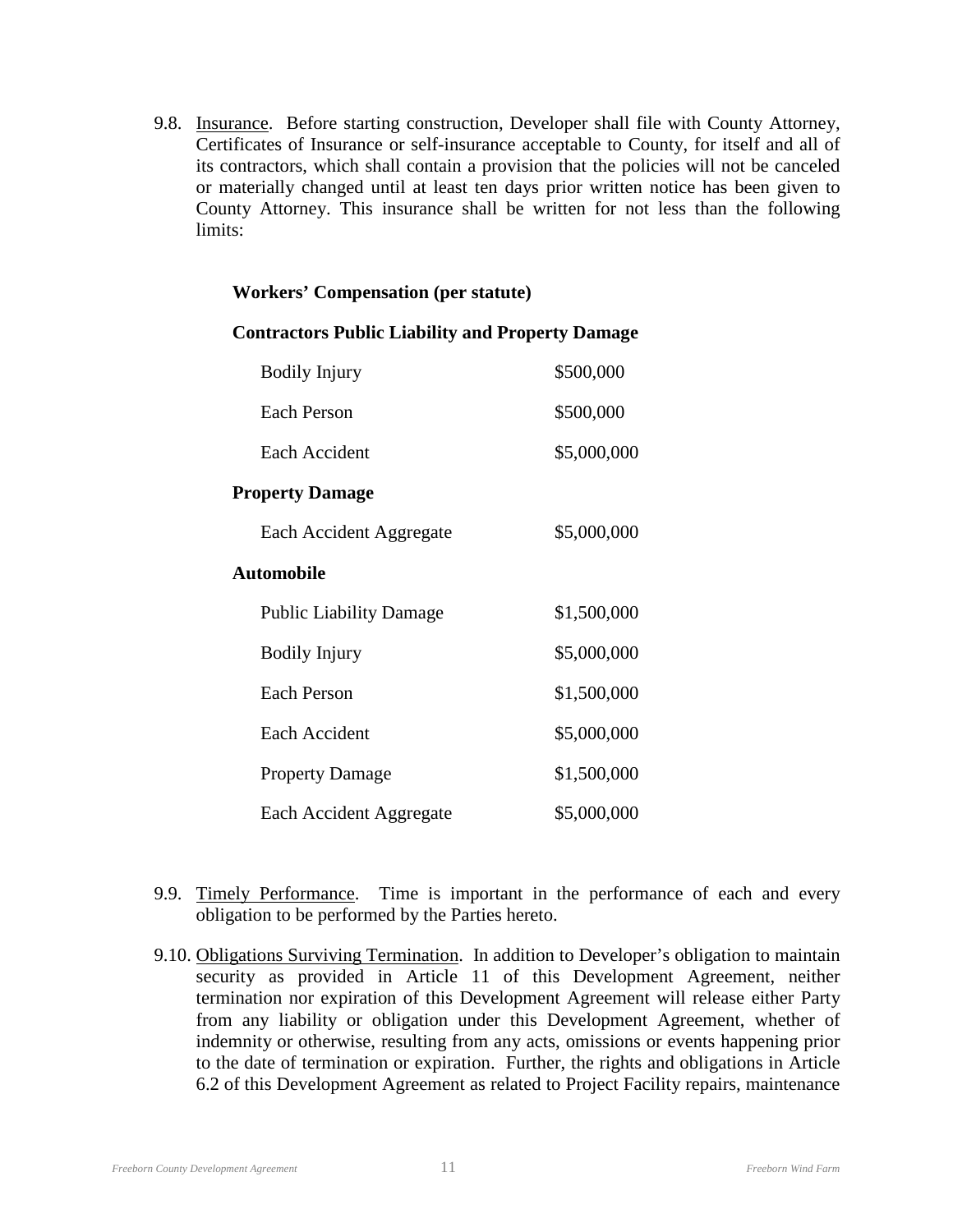9.8. <u>Insurance</u>. Before starting construction, Developer shall file with County Attorney, Certificates of Insurance or self-insurance acceptable to County, for itself and all of its contractors, which shall contain a provision that the policies will not be canceled or materially changed until at least ten days prior written notice has been given to County Attorney. This insurance shall be written for not less than the following limits:

**Workers' Compensation (per statute)**

**Contractors Public Liability and Property Damage**

| | |
|---|---|
| Bodily Injury | $500,000 |
| Each Person | $500,000 |
| Each Accident | $5,000,000 |

**Property Damage**

| | |
|---|---|
| Each Accident Aggregate | $5,000,000 |

**Automobile**

| | |
|---|---|
| Public Liability Damage | $1,500,000 |
| Bodily Injury | $5,000,000 |
| Each Person | $1,500,000 |
| Each Accident | $5,000,000 |
| Property Damage | $1,500,000 |
| Each Accident Aggregate | $5,000,000 |

9.9. <u>Timely Performance</u>. Time is important in the performance of each and every obligation to be performed by the Parties hereto.

9.10. <u>Obligations Surviving Termination</u>. In addition to Developer's obligation to maintain security as provided in Article 11 of this Development Agreement, neither termination nor expiration of this Development Agreement will release either Party from any liability or obligation under this Development Agreement, whether of indemnity or otherwise, resulting from any acts, omissions or events happening prior to the date of termination or expiration. Further, the rights and obligations in Article 6.2 of this Development Agreement as related to Project Facility repairs, maintenance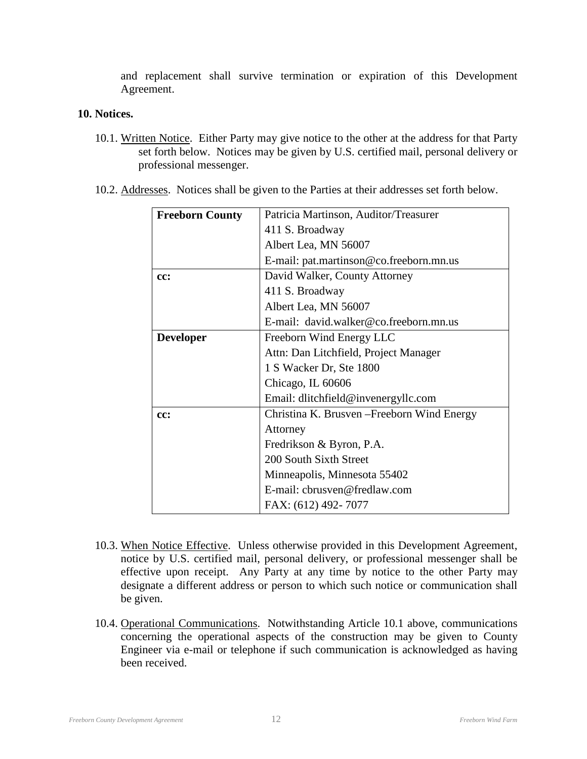and replacement shall survive termination or expiration of this Development Agreement.

**10. Notices.**

10.1. Written Notice. Either Party may give notice to the other at the address for that Party set forth below. Notices may be given by U.S. certified mail, personal delivery or professional messenger.

10.2. Addresses. Notices shall be given to the Parties at their addresses set forth below.

| | |
|---|---|
| **Freeborn County** | Patricia Martinson, Auditor/Treasurer<br>411 S. Broadway<br>Albert Lea, MN 56007<br>E-mail: pat.martinson@co.freeborn.mn.us |
| **cc:** | David Walker, County Attorney<br>411 S. Broadway<br>Albert Lea, MN 56007<br>E-mail: david.walker@co.freeborn.mn.us |
| **Developer** | Freeborn Wind Energy LLC<br>Attn: Dan Litchfield, Project Manager<br>1 S Wacker Dr, Ste 1800<br>Chicago, IL 60606<br>Email: dlitchfield@invenergyllc.com |
| **cc:** | Christina K. Brusven –Freeborn Wind Energy Attorney<br>Fredrikson & Byron, P.A.<br>200 South Sixth Street<br>Minneapolis, Minnesota 55402<br>E-mail: cbrusven@fredlaw.com<br>FAX: (612) 492- 7077 |

10.3. When Notice Effective. Unless otherwise provided in this Development Agreement, notice by U.S. certified mail, personal delivery, or professional messenger shall be effective upon receipt. Any Party at any time by notice to the other Party may designate a different address or person to which such notice or communication shall be given.

10.4. Operational Communications. Notwithstanding Article 10.1 above, communications concerning the operational aspects of the construction may be given to County Engineer via e-mail or telephone if such communication is acknowledged as having been received.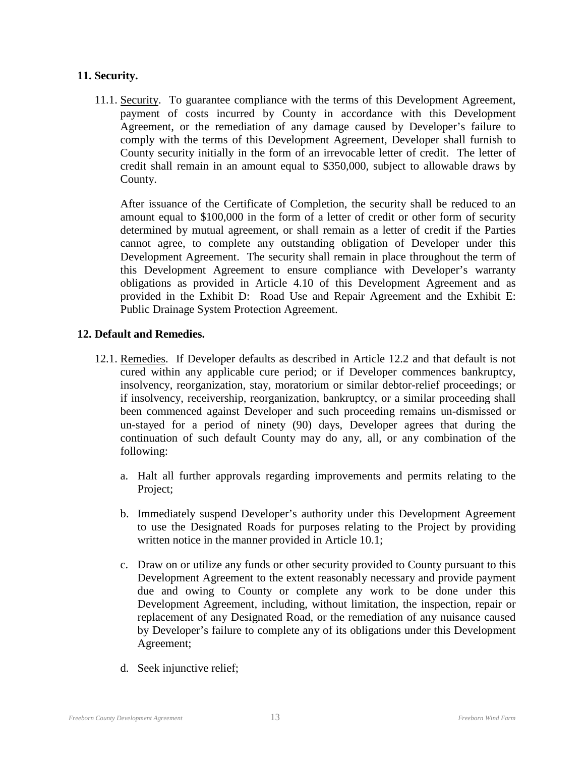## 11. Security.

11.1. Security. To guarantee compliance with the terms of this Development Agreement, payment of costs incurred by County in accordance with this Development Agreement, or the remediation of any damage caused by Developer's failure to comply with the terms of this Development Agreement, Developer shall furnish to County security initially in the form of an irrevocable letter of credit. The letter of credit shall remain in an amount equal to $350,000, subject to allowable draws by County.

After issuance of the Certificate of Completion, the security shall be reduced to an amount equal to $100,000 in the form of a letter of credit or other form of security determined by mutual agreement, or shall remain as a letter of credit if the Parties cannot agree, to complete any outstanding obligation of Developer under this Development Agreement. The security shall remain in place throughout the term of this Development Agreement to ensure compliance with Developer's warranty obligations as provided in Article 4.10 of this Development Agreement and as provided in the Exhibit D: Road Use and Repair Agreement and the Exhibit E: Public Drainage System Protection Agreement.

## 12. Default and Remedies.

12.1. Remedies. If Developer defaults as described in Article 12.2 and that default is not cured within any applicable cure period; or if Developer commences bankruptcy, insolvency, reorganization, stay, moratorium or similar debtor-relief proceedings; or if insolvency, receivership, reorganization, bankruptcy, or a similar proceeding shall been commenced against Developer and such proceeding remains un-dismissed or un-stayed for a period of ninety (90) days, Developer agrees that during the continuation of such default County may do any, all, or any combination of the following:

a. Halt all further approvals regarding improvements and permits relating to the Project;

b. Immediately suspend Developer's authority under this Development Agreement to use the Designated Roads for purposes relating to the Project by providing written notice in the manner provided in Article 10.1;

c. Draw on or utilize any funds or other security provided to County pursuant to this Development Agreement to the extent reasonably necessary and provide payment due and owing to County or complete any work to be done under this Development Agreement, including, without limitation, the inspection, repair or replacement of any Designated Road, or the remediation of any nuisance caused by Developer's failure to complete any of its obligations under this Development Agreement;

d. Seek injunctive relief;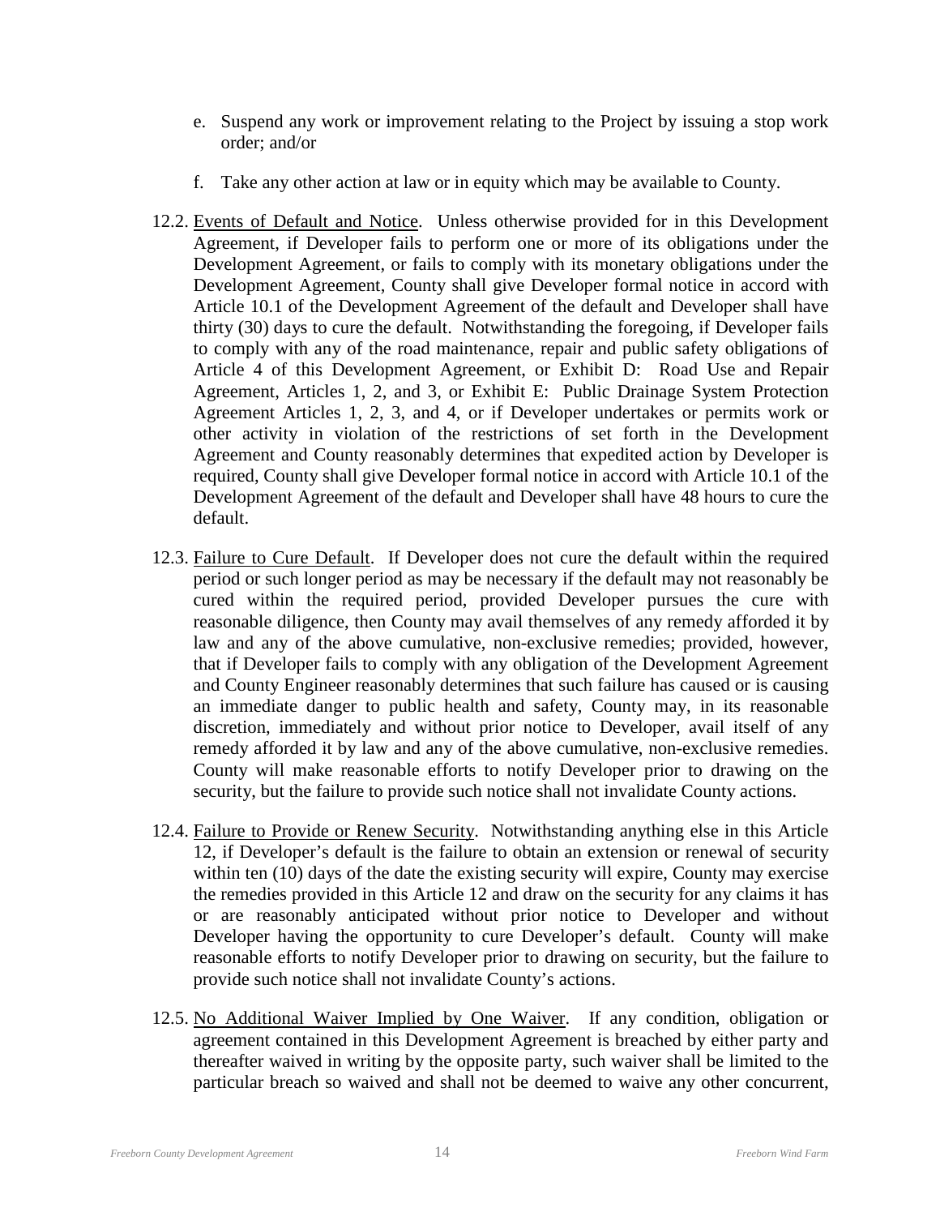e. Suspend any work or improvement relating to the Project by issuing a stop work order; and/or

f. Take any other action at law or in equity which may be available to County.

12.2. Events of Default and Notice. Unless otherwise provided for in this Development Agreement, if Developer fails to perform one or more of its obligations under the Development Agreement, or fails to comply with its monetary obligations under the Development Agreement, County shall give Developer formal notice in accord with Article 10.1 of the Development Agreement of the default and Developer shall have thirty (30) days to cure the default. Notwithstanding the foregoing, if Developer fails to comply with any of the road maintenance, repair and public safety obligations of Article 4 of this Development Agreement, or Exhibit D: Road Use and Repair Agreement, Articles 1, 2, and 3, or Exhibit E: Public Drainage System Protection Agreement Articles 1, 2, 3, and 4, or if Developer undertakes or permits work or other activity in violation of the restrictions of set forth in the Development Agreement and County reasonably determines that expedited action by Developer is required, County shall give Developer formal notice in accord with Article 10.1 of the Development Agreement of the default and Developer shall have 48 hours to cure the default.

12.3. Failure to Cure Default. If Developer does not cure the default within the required period or such longer period as may be necessary if the default may not reasonably be cured within the required period, provided Developer pursues the cure with reasonable diligence, then County may avail themselves of any remedy afforded it by law and any of the above cumulative, non-exclusive remedies; provided, however, that if Developer fails to comply with any obligation of the Development Agreement and County Engineer reasonably determines that such failure has caused or is causing an immediate danger to public health and safety, County may, in its reasonable discretion, immediately and without prior notice to Developer, avail itself of any remedy afforded it by law and any of the above cumulative, non-exclusive remedies. County will make reasonable efforts to notify Developer prior to drawing on the security, but the failure to provide such notice shall not invalidate County actions.

12.4. Failure to Provide or Renew Security. Notwithstanding anything else in this Article 12, if Developer's default is the failure to obtain an extension or renewal of security within ten (10) days of the date the existing security will expire, County may exercise the remedies provided in this Article 12 and draw on the security for any claims it has or are reasonably anticipated without prior notice to Developer and without Developer having the opportunity to cure Developer's default. County will make reasonable efforts to notify Developer prior to drawing on security, but the failure to provide such notice shall not invalidate County's actions.

12.5. No Additional Waiver Implied by One Waiver. If any condition, obligation or agreement contained in this Development Agreement is breached by either party and thereafter waived in writing by the opposite party, such waiver shall be limited to the particular breach so waived and shall not be deemed to waive any other concurrent,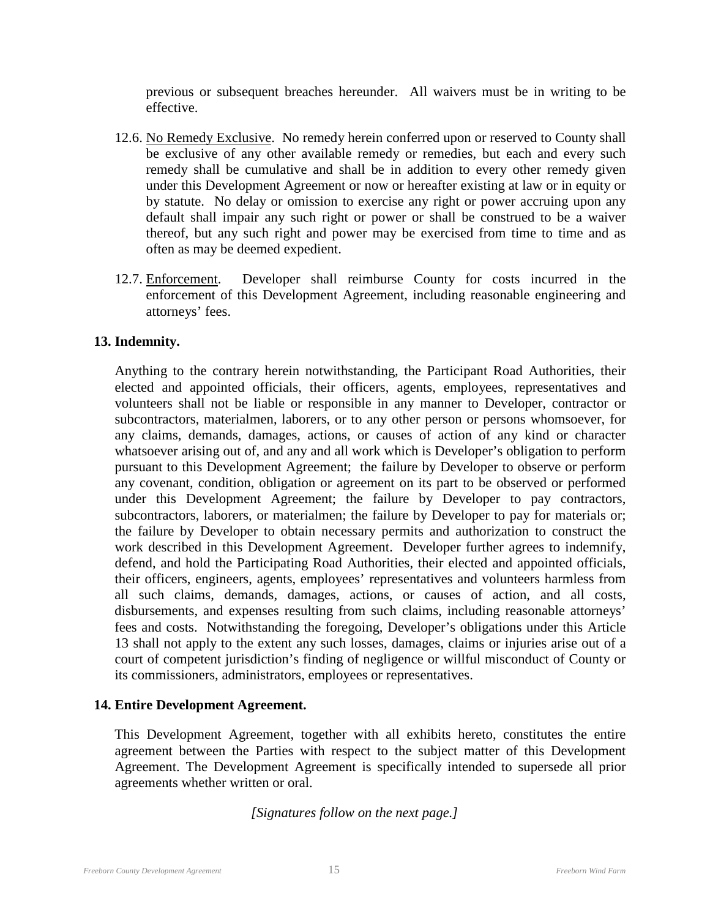previous or subsequent breaches hereunder. All waivers must be in writing to be effective.

12.6. No Remedy Exclusive. No remedy herein conferred upon or reserved to County shall be exclusive of any other available remedy or remedies, but each and every such remedy shall be cumulative and shall be in addition to every other remedy given under this Development Agreement or now or hereafter existing at law or in equity or by statute. No delay or omission to exercise any right or power accruing upon any default shall impair any such right or power or shall be construed to be a waiver thereof, but any such right and power may be exercised from time to time and as often as may be deemed expedient.

12.7. Enforcement. Developer shall reimburse County for costs incurred in the enforcement of this Development Agreement, including reasonable engineering and attorneys' fees.

**13. Indemnity.**

Anything to the contrary herein notwithstanding, the Participant Road Authorities, their elected and appointed officials, their officers, agents, employees, representatives and volunteers shall not be liable or responsible in any manner to Developer, contractor or subcontractors, materialmen, laborers, or to any other person or persons whomsoever, for any claims, demands, damages, actions, or causes of action of any kind or character whatsoever arising out of, and any and all work which is Developer's obligation to perform pursuant to this Development Agreement; the failure by Developer to observe or perform any covenant, condition, obligation or agreement on its part to be observed or performed under this Development Agreement; the failure by Developer to pay contractors, subcontractors, laborers, or materialmen; the failure by Developer to pay for materials or; the failure by Developer to obtain necessary permits and authorization to construct the work described in this Development Agreement. Developer further agrees to indemnify, defend, and hold the Participating Road Authorities, their elected and appointed officials, their officers, engineers, agents, employees' representatives and volunteers harmless from all such claims, demands, damages, actions, or causes of action, and all costs, disbursements, and expenses resulting from such claims, including reasonable attorneys' fees and costs. Notwithstanding the foregoing, Developer's obligations under this Article 13 shall not apply to the extent any such losses, damages, claims or injuries arise out of a court of competent jurisdiction's finding of negligence or willful misconduct of County or its commissioners, administrators, employees or representatives.

**14. Entire Development Agreement.**

This Development Agreement, together with all exhibits hereto, constitutes the entire agreement between the Parties with respect to the subject matter of this Development Agreement. The Development Agreement is specifically intended to supersede all prior agreements whether written or oral.

*[Signatures follow on the next page.]*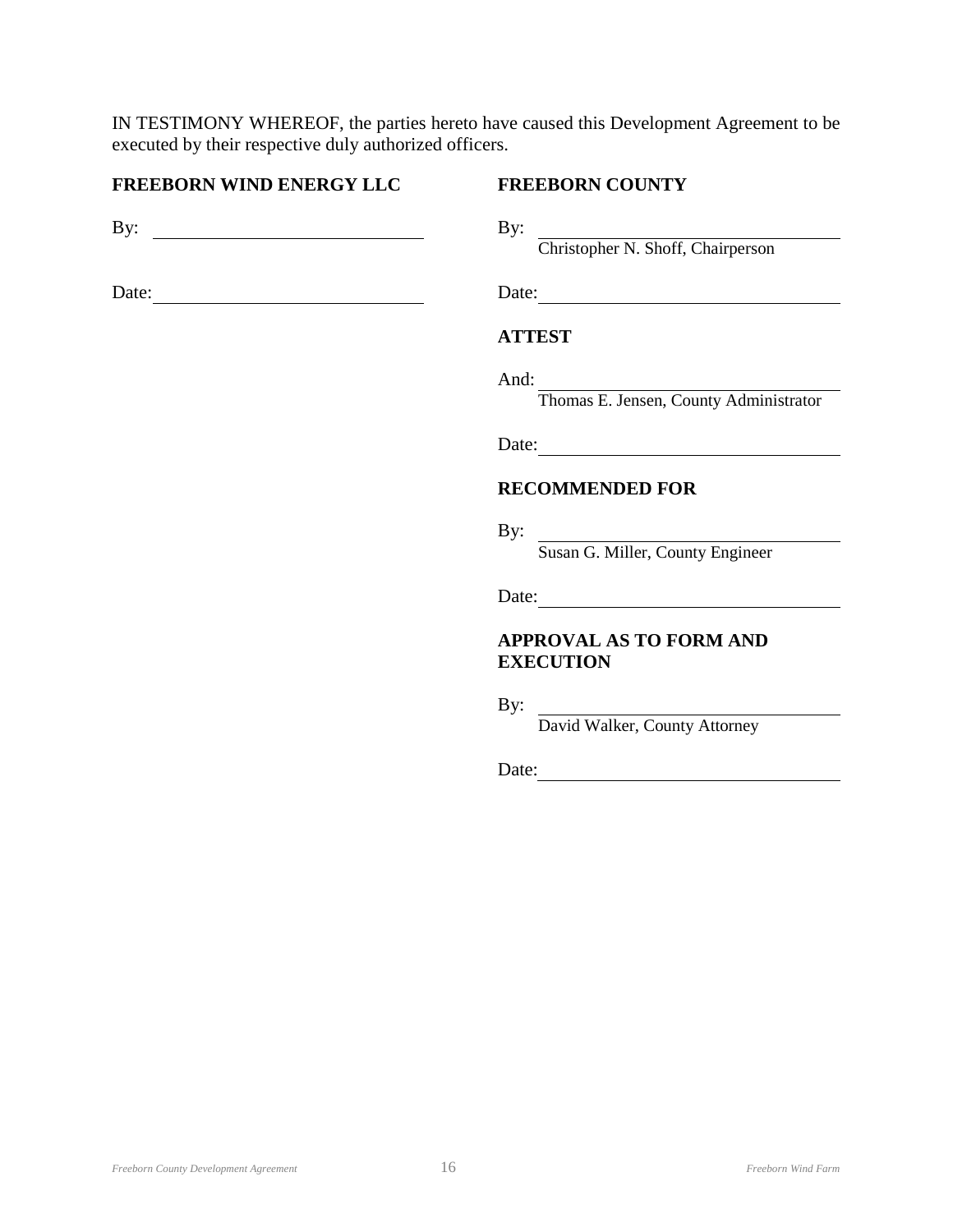IN TESTIMONY WHEREOF, the parties hereto have caused this Development Agreement to be executed by their respective duly authorized officers.

**FREEBORN WIND ENERGY LLC**

By: \_\_\_\_\_\_\_\_\_\_\_\_\_\_\_\_\_\_\_\_\_\_\_\_\_\_\_\_\_\_

Date: \_\_\_\_\_\_\_\_\_\_\_\_\_\_\_\_\_\_\_\_\_\_\_\_\_\_\_\_\_\_

**FREEBORN COUNTY**

By: \_\_\_\_\_\_\_\_\_\_\_\_\_\_\_\_\_\_\_\_\_\_\_\_\_\_\_\_\_\_
Christopher N. Shoff, Chairperson

Date: \_\_\_\_\_\_\_\_\_\_\_\_\_\_\_\_\_\_\_\_\_\_\_\_\_\_\_\_\_\_

**ATTEST**

And: \_\_\_\_\_\_\_\_\_\_\_\_\_\_\_\_\_\_\_\_\_\_\_\_\_\_\_\_\_\_
Thomas E. Jensen, County Administrator

Date: \_\_\_\_\_\_\_\_\_\_\_\_\_\_\_\_\_\_\_\_\_\_\_\_\_\_\_\_\_\_

**RECOMMENDED FOR**

By: \_\_\_\_\_\_\_\_\_\_\_\_\_\_\_\_\_\_\_\_\_\_\_\_\_\_\_\_\_\_
Susan G. Miller, County Engineer

Date: \_\_\_\_\_\_\_\_\_\_\_\_\_\_\_\_\_\_\_\_\_\_\_\_\_\_\_\_\_\_

**APPROVAL AS TO FORM AND EXECUTION**

By: \_\_\_\_\_\_\_\_\_\_\_\_\_\_\_\_\_\_\_\_\_\_\_\_\_\_\_\_\_\_
David Walker, County Attorney

Date: \_\_\_\_\_\_\_\_\_\_\_\_\_\_\_\_\_\_\_\_\_\_\_\_\_\_\_\_\_\_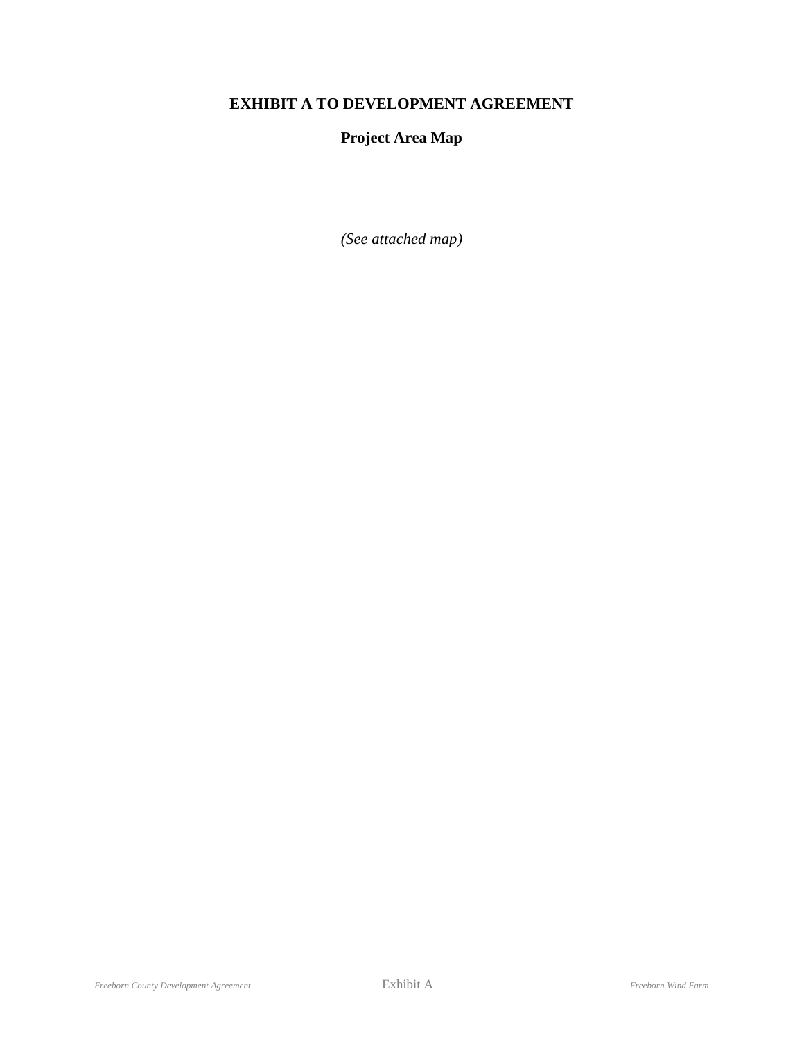# EXHIBIT A TO DEVELOPMENT AGREEMENT

## Project Area Map

*(See attached map)*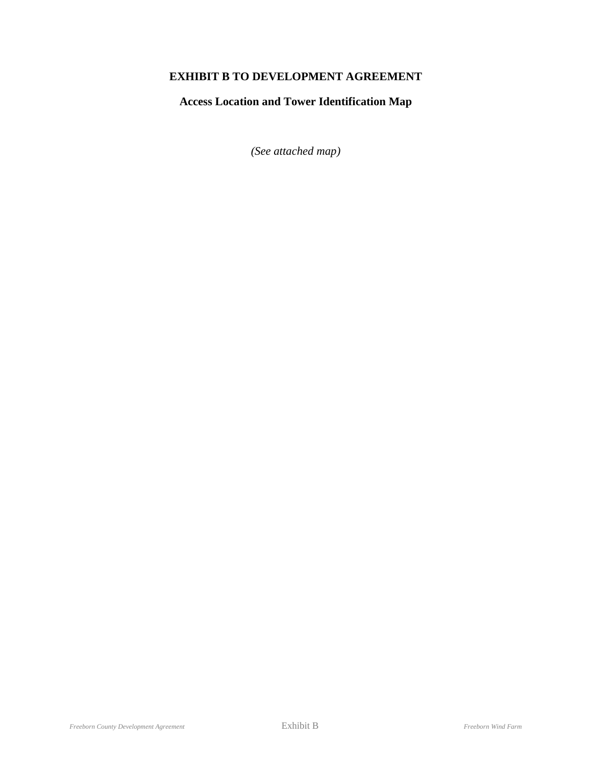# EXHIBIT B TO DEVELOPMENT AGREEMENT

## Access Location and Tower Identification Map

*(See attached map)*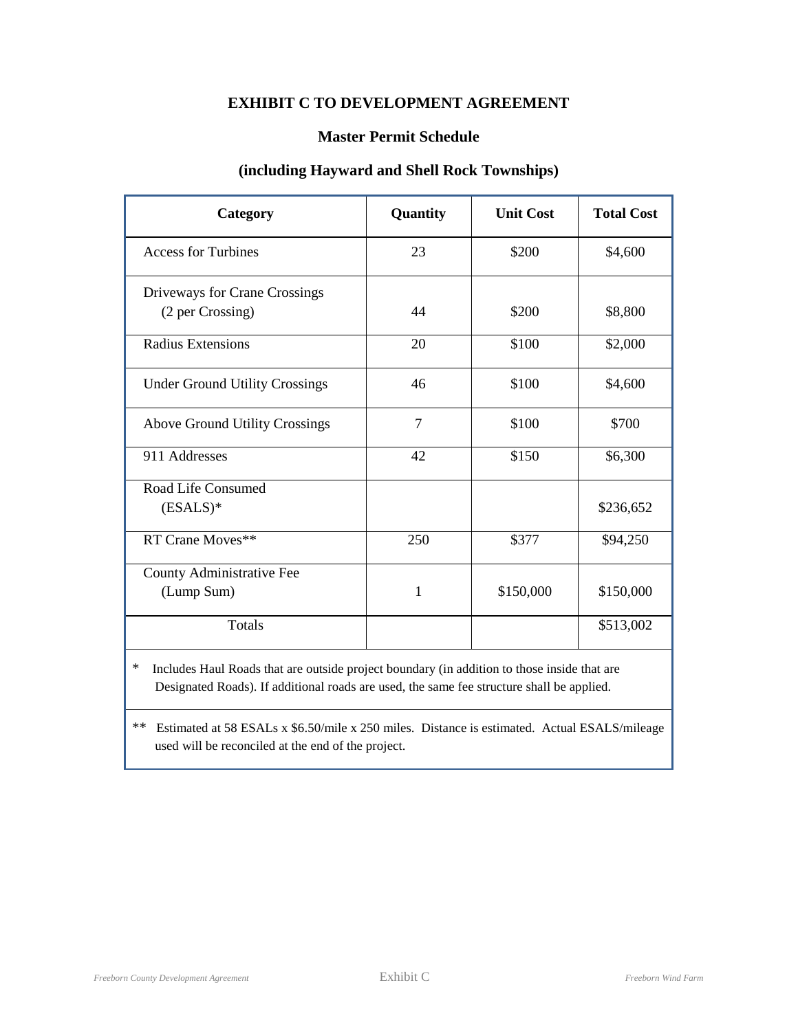## EXHIBIT C TO DEVELOPMENT AGREEMENT

### Master Permit Schedule

### (including Hayward and Shell Rock Townships)

| Category | Quantity | Unit Cost | Total Cost |
|---|---|---|---|
| Access for Turbines | 23 | $200 | $4,600 |
| Driveways for Crane Crossings (2 per Crossing) | 44 | $200 | $8,800 |
| Radius Extensions | 20 | $100 | $2,000 |
| Under Ground Utility Crossings | 46 | $100 | $4,600 |
| Above Ground Utility Crossings | 7 | $100 | $700 |
| 911 Addresses | 42 | $150 | $6,300 |
| Road Life Consumed (ESALS)* | | | $236,652 |
| RT Crane Moves** | 250 | $377 | $94,250 |
| County Administrative Fee (Lump Sum) | 1 | $150,000 | $150,000 |
| Totals | | | $513,002 |

* Includes Haul Roads that are outside project boundary (in addition to those inside that are Designated Roads). If additional roads are used, the same fee structure shall be applied.

** Estimated at 58 ESALs x $6.50/mile x 250 miles. Distance is estimated. Actual ESALS/mileage used will be reconciled at the end of the project.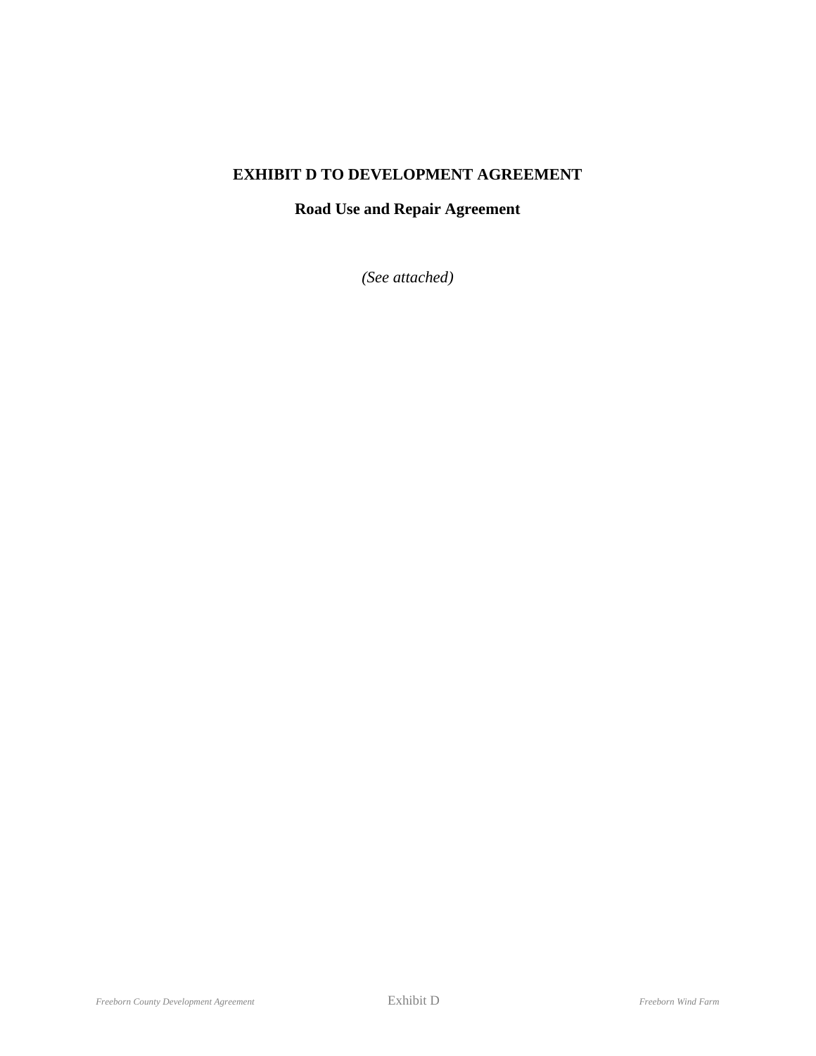# EXHIBIT D TO DEVELOPMENT AGREEMENT

## Road Use and Repair Agreement

*(See attached)*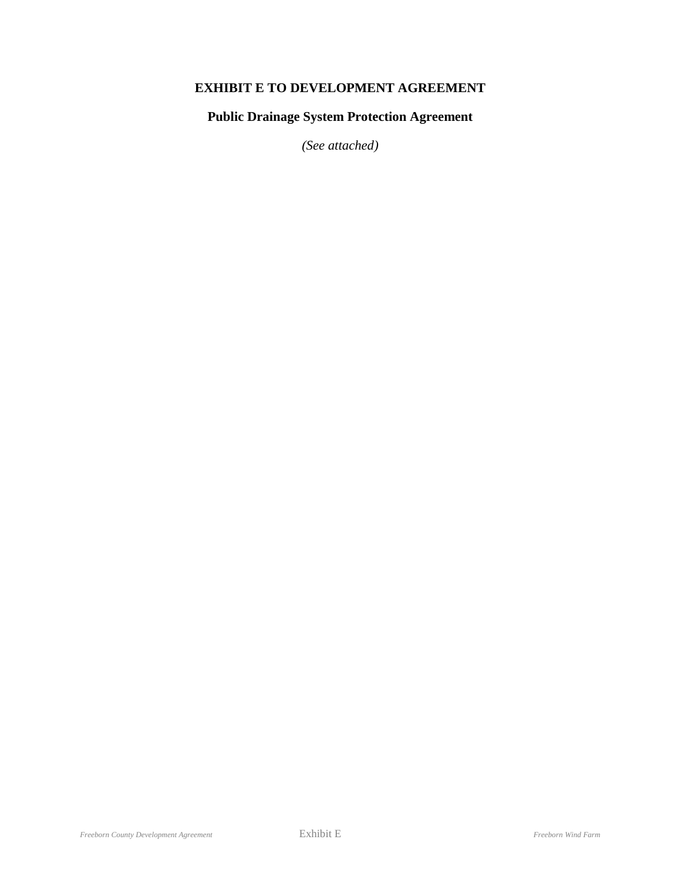**EXHIBIT E TO DEVELOPMENT AGREEMENT**

**Public Drainage System Protection Agreement**

*(See attached)*